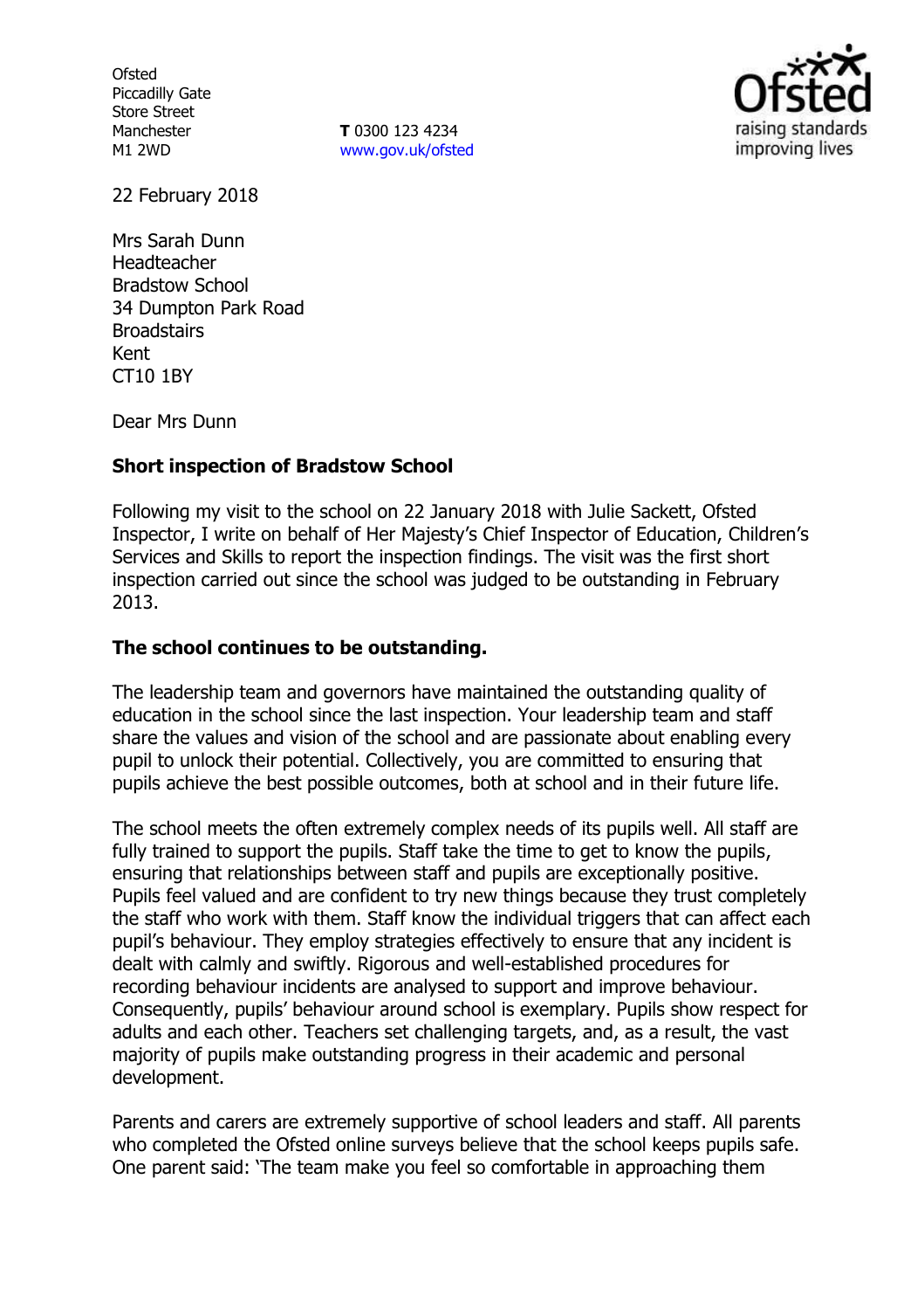Ofsted
Piccadilly Gate
Store Street
Manchester
M1 2WD

**T** 0300 123 4234
www.gov.uk/ofsted

22 February 2018

Mrs Sarah Dunn
Headteacher
Bradstow School
34 Dumpton Park Road
Broadstairs
Kent
CT10 1BY

Dear Mrs Dunn

**Short inspection of Bradstow School**

Following my visit to the school on 22 January 2018 with Julie Sackett, Ofsted Inspector, I write on behalf of Her Majesty's Chief Inspector of Education, Children's Services and Skills to report the inspection findings. The visit was the first short inspection carried out since the school was judged to be outstanding in February 2013.

**The school continues to be outstanding.**

The leadership team and governors have maintained the outstanding quality of education in the school since the last inspection. Your leadership team and staff share the values and vision of the school and are passionate about enabling every pupil to unlock their potential. Collectively, you are committed to ensuring that pupils achieve the best possible outcomes, both at school and in their future life.

The school meets the often extremely complex needs of its pupils well. All staff are fully trained to support the pupils. Staff take the time to get to know the pupils, ensuring that relationships between staff and pupils are exceptionally positive. Pupils feel valued and are confident to try new things because they trust completely the staff who work with them. Staff know the individual triggers that can affect each pupil's behaviour. They employ strategies effectively to ensure that any incident is dealt with calmly and swiftly. Rigorous and well-established procedures for recording behaviour incidents are analysed to support and improve behaviour. Consequently, pupils' behaviour around school is exemplary. Pupils show respect for adults and each other. Teachers set challenging targets, and, as a result, the vast majority of pupils make outstanding progress in their academic and personal development.

Parents and carers are extremely supportive of school leaders and staff. All parents who completed the Ofsted online surveys believe that the school keeps pupils safe. One parent said: 'The team make you feel so comfortable in approaching them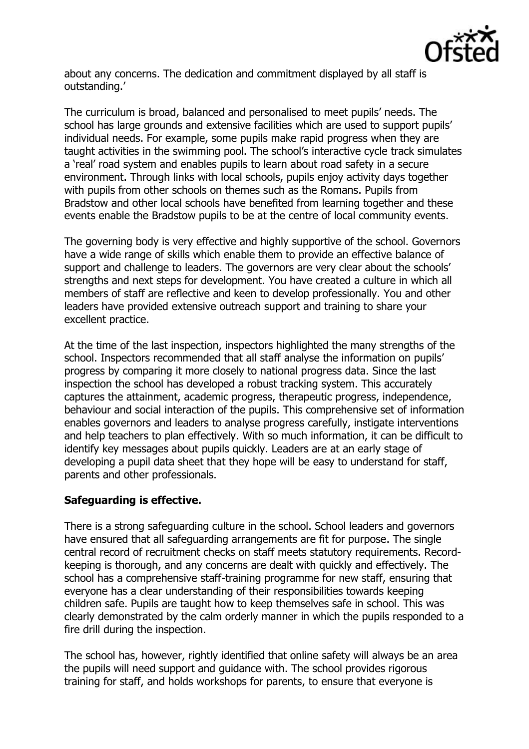about any concerns. The dedication and commitment displayed by all staff is outstanding.'

The curriculum is broad, balanced and personalised to meet pupils' needs. The school has large grounds and extensive facilities which are used to support pupils' individual needs. For example, some pupils make rapid progress when they are taught activities in the swimming pool. The school's interactive cycle track simulates a 'real' road system and enables pupils to learn about road safety in a secure environment. Through links with local schools, pupils enjoy activity days together with pupils from other schools on themes such as the Romans. Pupils from Bradstow and other local schools have benefited from learning together and these events enable the Bradstow pupils to be at the centre of local community events.

The governing body is very effective and highly supportive of the school. Governors have a wide range of skills which enable them to provide an effective balance of support and challenge to leaders. The governors are very clear about the schools' strengths and next steps for development. You have created a culture in which all members of staff are reflective and keen to develop professionally. You and other leaders have provided extensive outreach support and training to share your excellent practice.

At the time of the last inspection, inspectors highlighted the many strengths of the school. Inspectors recommended that all staff analyse the information on pupils' progress by comparing it more closely to national progress data. Since the last inspection the school has developed a robust tracking system. This accurately captures the attainment, academic progress, therapeutic progress, independence, behaviour and social interaction of the pupils. This comprehensive set of information enables governors and leaders to analyse progress carefully, instigate interventions and help teachers to plan effectively. With so much information, it can be difficult to identify key messages about pupils quickly. Leaders are at an early stage of developing a pupil data sheet that they hope will be easy to understand for staff, parents and other professionals.

**Safeguarding is effective.**

There is a strong safeguarding culture in the school. School leaders and governors have ensured that all safeguarding arrangements are fit for purpose. The single central record of recruitment checks on staff meets statutory requirements. Record-keeping is thorough, and any concerns are dealt with quickly and effectively. The school has a comprehensive staff-training programme for new staff, ensuring that everyone has a clear understanding of their responsibilities towards keeping children safe. Pupils are taught how to keep themselves safe in school. This was clearly demonstrated by the calm orderly manner in which the pupils responded to a fire drill during the inspection.

The school has, however, rightly identified that online safety will always be an area the pupils will need support and guidance with. The school provides rigorous training for staff, and holds workshops for parents, to ensure that everyone is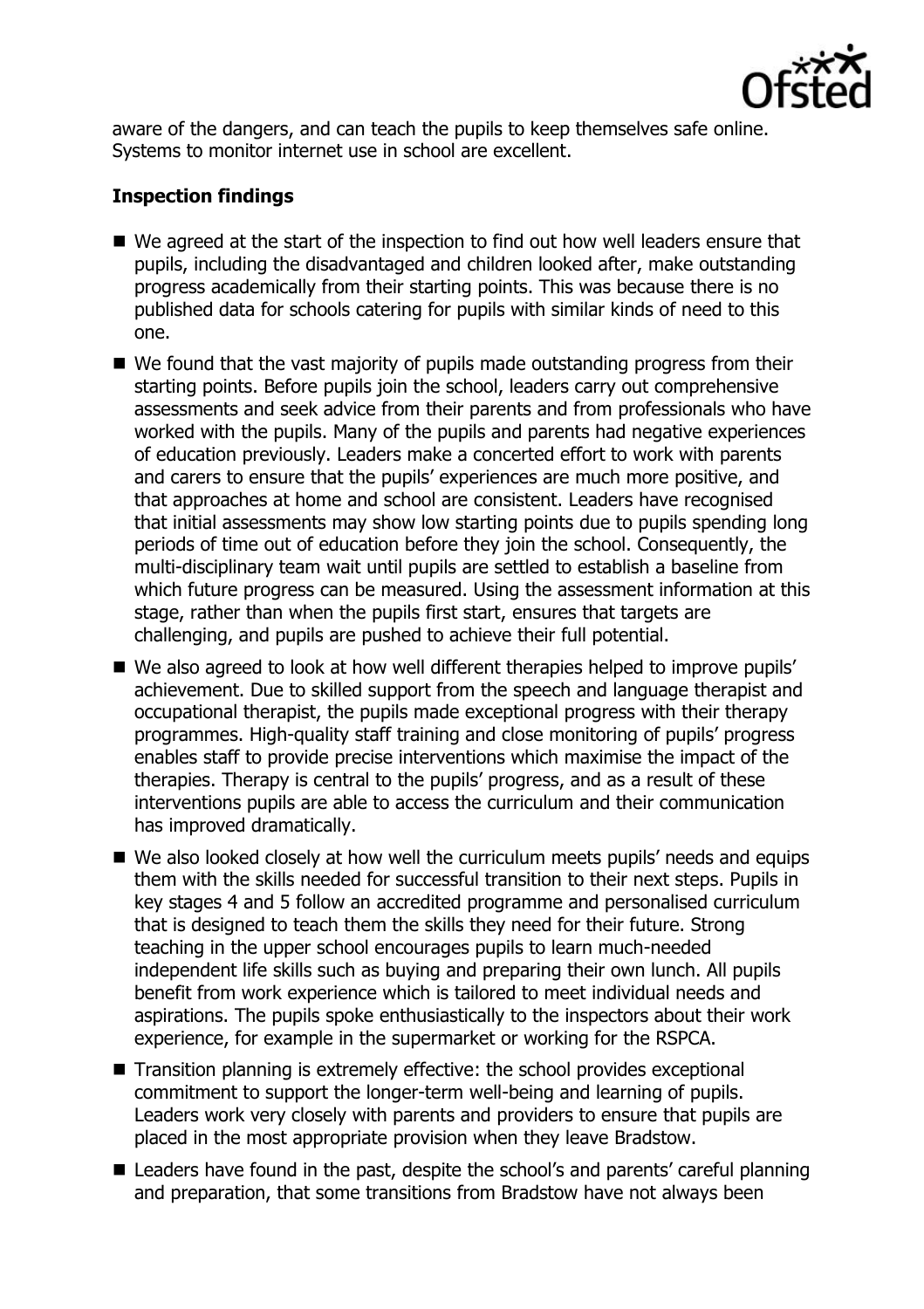aware of the dangers, and can teach the pupils to keep themselves safe online. Systems to monitor internet use in school are excellent.

## Inspection findings

- We agreed at the start of the inspection to find out how well leaders ensure that pupils, including the disadvantaged and children looked after, make outstanding progress academically from their starting points. This was because there is no published data for schools catering for pupils with similar kinds of need to this one.
- We found that the vast majority of pupils made outstanding progress from their starting points. Before pupils join the school, leaders carry out comprehensive assessments and seek advice from their parents and from professionals who have worked with the pupils. Many of the pupils and parents had negative experiences of education previously. Leaders make a concerted effort to work with parents and carers to ensure that the pupils' experiences are much more positive, and that approaches at home and school are consistent. Leaders have recognised that initial assessments may show low starting points due to pupils spending long periods of time out of education before they join the school. Consequently, the multi-disciplinary team wait until pupils are settled to establish a baseline from which future progress can be measured. Using the assessment information at this stage, rather than when the pupils first start, ensures that targets are challenging, and pupils are pushed to achieve their full potential.
- We also agreed to look at how well different therapies helped to improve pupils' achievement. Due to skilled support from the speech and language therapist and occupational therapist, the pupils made exceptional progress with their therapy programmes. High-quality staff training and close monitoring of pupils' progress enables staff to provide precise interventions which maximise the impact of the therapies. Therapy is central to the pupils' progress, and as a result of these interventions pupils are able to access the curriculum and their communication has improved dramatically.
- We also looked closely at how well the curriculum meets pupils' needs and equips them with the skills needed for successful transition to their next steps. Pupils in key stages 4 and 5 follow an accredited programme and personalised curriculum that is designed to teach them the skills they need for their future. Strong teaching in the upper school encourages pupils to learn much-needed independent life skills such as buying and preparing their own lunch. All pupils benefit from work experience which is tailored to meet individual needs and aspirations. The pupils spoke enthusiastically to the inspectors about their work experience, for example in the supermarket or working for the RSPCA.
- Transition planning is extremely effective: the school provides exceptional commitment to support the longer-term well-being and learning of pupils. Leaders work very closely with parents and providers to ensure that pupils are placed in the most appropriate provision when they leave Bradstow.
- Leaders have found in the past, despite the school's and parents' careful planning and preparation, that some transitions from Bradstow have not always been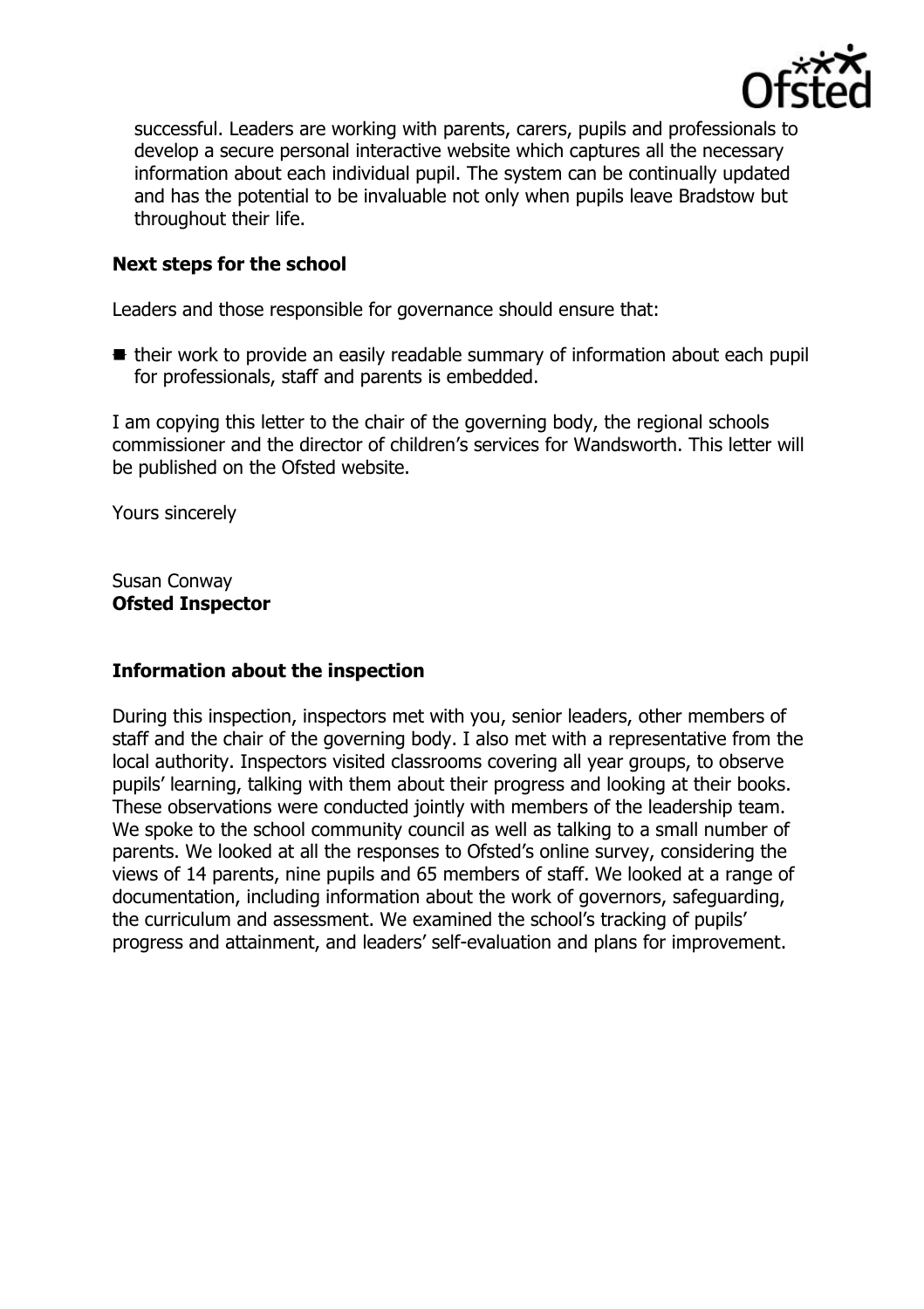successful. Leaders are working with parents, carers, pupils and professionals to develop a secure personal interactive website which captures all the necessary information about each individual pupil. The system can be continually updated and has the potential to be invaluable not only when pupils leave Bradstow but throughout their life.

### Next steps for the school

Leaders and those responsible for governance should ensure that:

- their work to provide an easily readable summary of information about each pupil for professionals, staff and parents is embedded.

I am copying this letter to the chair of the governing body, the regional schools commissioner and the director of children's services for Wandsworth. This letter will be published on the Ofsted website.

Yours sincerely

Susan Conway
**Ofsted Inspector**

### Information about the inspection

During this inspection, inspectors met with you, senior leaders, other members of staff and the chair of the governing body. I also met with a representative from the local authority. Inspectors visited classrooms covering all year groups, to observe pupils' learning, talking with them about their progress and looking at their books. These observations were conducted jointly with members of the leadership team. We spoke to the school community council as well as talking to a small number of parents. We looked at all the responses to Ofsted's online survey, considering the views of 14 parents, nine pupils and 65 members of staff. We looked at a range of documentation, including information about the work of governors, safeguarding, the curriculum and assessment. We examined the school's tracking of pupils' progress and attainment, and leaders' self-evaluation and plans for improvement.